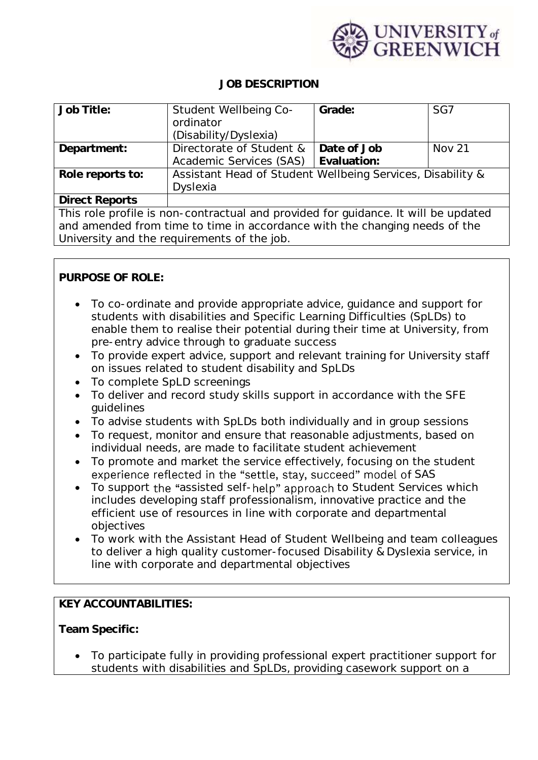## JOB DESCRIPTION

| **Job Title:** | Student Wellbeing Co-ordinator (Disability/Dyslexia) | **Grade:** | SG7 |
|---|---|---|---|
| **Department:** | Directorate of Student & Academic Services (SAS) | **Date of Job Evaluation:** | Nov 21 |
| **Role reports to:** | Assistant Head of Student Wellbeing Services, Disability & Dyslexia | | |
| **Direct Reports** | | | |
| This role profile is non-contractual and provided for guidance. It will be updated and amended from time to time in accordance with the changing needs of the University and the requirements of the job. | | | |

**PURPOSE OF ROLE:**

- To co-ordinate and provide appropriate advice, guidance and support for students with disabilities and Specific Learning Difficulties (SpLDs) to enable them to realise their potential during their time at University, from pre-entry advice through to graduate success
- To provide expert advice, support and relevant training for University staff on issues related to student disability and SpLDs
- To complete SpLD screenings
- To deliver and record study skills support in accordance with the SFE guidelines
- To advise students with SpLDs both individually and in group sessions
- To request, monitor and ensure that reasonable adjustments, based on individual needs, are made to facilitate student achievement
- To promote and market the service effectively, focusing on the student experience reflected in the "settle, stay, succeed" model of SAS
- To support the "assisted self-help" approach to Student Services which includes developing staff professionalism, innovative practice and the efficient use of resources in line with corporate and departmental objectives
- To work with the Assistant Head of Student Wellbeing and team colleagues to deliver a high quality customer-focused Disability & Dyslexia service, in line with corporate and departmental objectives

**KEY ACCOUNTABILITIES:**

**Team Specific:**

- To participate fully in providing professional expert practitioner support for students with disabilities and SpLDs, providing casework support on a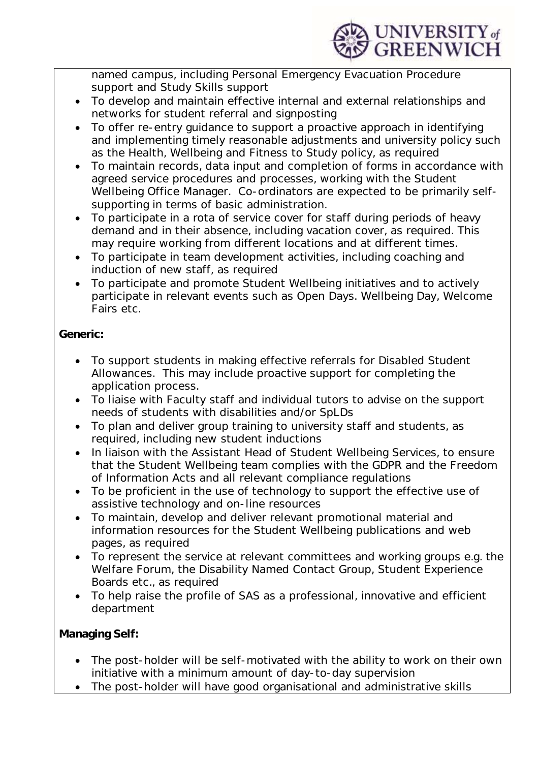named campus, including Personal Emergency Evacuation Procedure support and Study Skills support

- To develop and maintain effective internal and external relationships and networks for student referral and signposting
- To offer re-entry guidance to support a proactive approach in identifying and implementing timely reasonable adjustments and university policy such as the Health, Wellbeing and Fitness to Study policy, as required
- To maintain records, data input and completion of forms in accordance with agreed service procedures and processes, working with the Student Wellbeing Office Manager. Co-ordinators are expected to be primarily self-supporting in terms of basic administration.
- To participate in a rota of service cover for staff during periods of heavy demand and in their absence, including vacation cover, as required. This may require working from different locations and at different times.
- To participate in team development activities, including coaching and induction of new staff, as required
- To participate and promote Student Wellbeing initiatives and to actively participate in relevant events such as Open Days. Wellbeing Day, Welcome Fairs etc.

**Generic:**

- To support students in making effective referrals for Disabled Student Allowances. This may include proactive support for completing the application process.
- To liaise with Faculty staff and individual tutors to advise on the support needs of students with disabilities and/or SpLDs
- To plan and deliver group training to university staff and students, as required, including new student inductions
- In liaison with the Assistant Head of Student Wellbeing Services, to ensure that the Student Wellbeing team complies with the GDPR and the Freedom of Information Acts and all relevant compliance regulations
- To be proficient in the use of technology to support the effective use of assistive technology and on-line resources
- To maintain, develop and deliver relevant promotional material and information resources for the Student Wellbeing publications and web pages, as required
- To represent the service at relevant committees and working groups e.g. the Welfare Forum, the Disability Named Contact Group, Student Experience Boards etc., as required
- To help raise the profile of SAS as a professional, innovative and efficient department

**Managing Self:**

- The post-holder will be self-motivated with the ability to work on their own initiative with a minimum amount of day-to-day supervision
- The post-holder will have good organisational and administrative skills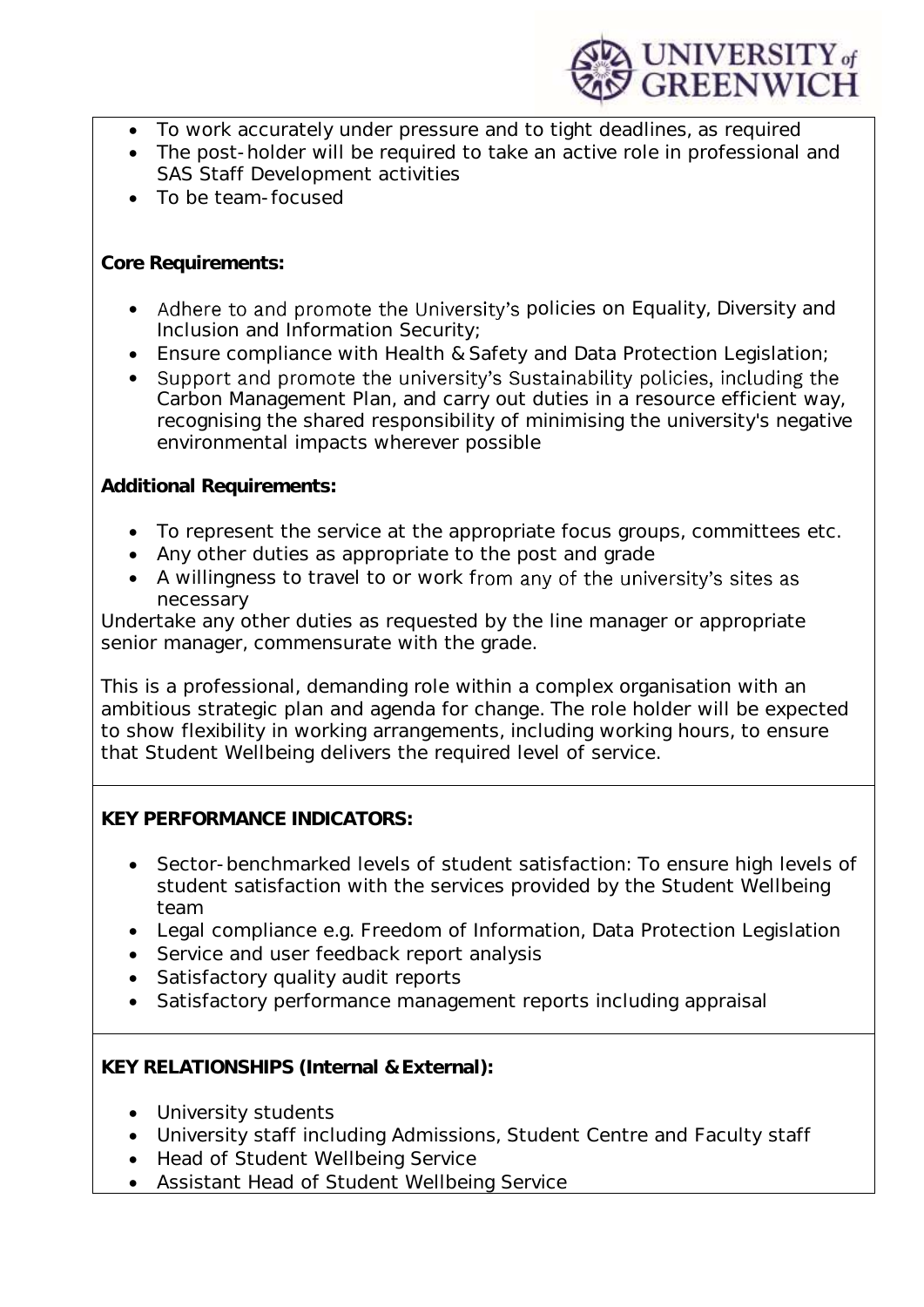- To work accurately under pressure and to tight deadlines, as required
- The post-holder will be required to take an active role in professional and SAS Staff Development activities
- To be team-focused

**Core Requirements:**

- Adhere to and promote the University's policies on Equality, Diversity and Inclusion and Information Security;
- Ensure compliance with Health & Safety and Data Protection Legislation;
- Support and promote the university's Sustainability policies, including the Carbon Management Plan, and carry out duties in a resource efficient way, recognising the shared responsibility of minimising the university's negative environmental impacts wherever possible

**Additional Requirements:**

- To represent the service at the appropriate focus groups, committees etc.
- Any other duties as appropriate to the post and grade
- A willingness to travel to or work from any of the university's sites as necessary

Undertake any other duties as requested by the line manager or appropriate senior manager, commensurate with the grade.

This is a professional, demanding role within a complex organisation with an ambitious strategic plan and agenda for change. The role holder will be expected to show flexibility in working arrangements, including working hours, to ensure that Student Wellbeing delivers the required level of service.

**KEY PERFORMANCE INDICATORS:**

- Sector-benchmarked levels of student satisfaction: To ensure high levels of student satisfaction with the services provided by the Student Wellbeing team
- Legal compliance e.g. Freedom of Information, Data Protection Legislation
- Service and user feedback report analysis
- Satisfactory quality audit reports
- Satisfactory performance management reports including appraisal

**KEY RELATIONSHIPS (Internal & External):**

- University students
- University staff including Admissions, Student Centre and Faculty staff
- Head of Student Wellbeing Service
- Assistant Head of Student Wellbeing Service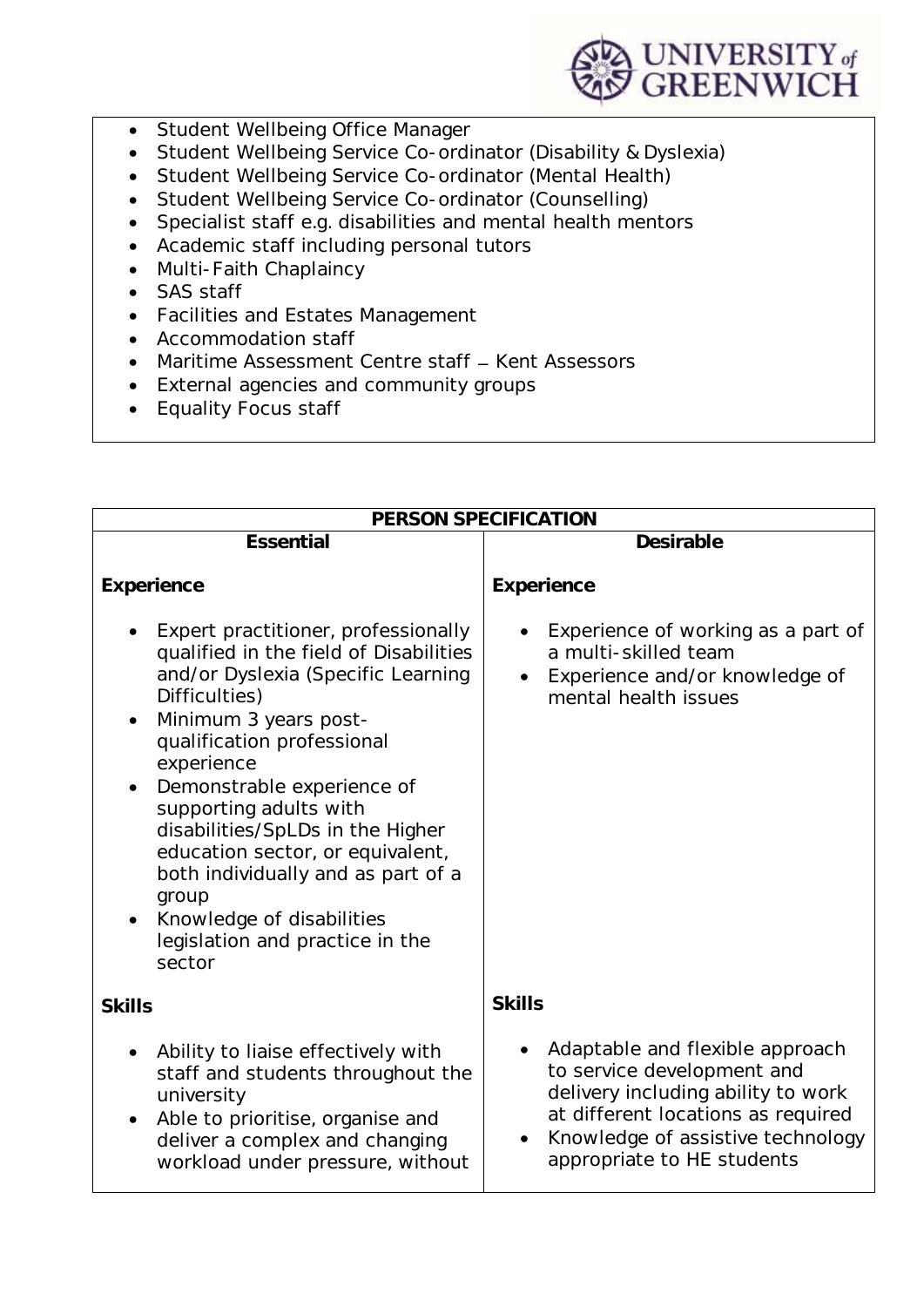- Student Wellbeing Office Manager
- Student Wellbeing Service Co-ordinator (Disability & Dyslexia)
- Student Wellbeing Service Co-ordinator (Mental Health)
- Student Wellbeing Service Co-ordinator (Counselling)
- Specialist staff e.g. disabilities and mental health mentors
- Academic staff including personal tutors
- Multi-Faith Chaplaincy
- SAS staff
- Facilities and Estates Management
- Accommodation staff
- Maritime Assessment Centre staff – Kent Assessors
- External agencies and community groups
- Equality Focus staff

| PERSON SPECIFICATION | |
|---|---|
| **Essential** | **Desirable** |
| **Experience**<br><br>• Expert practitioner, professionally qualified in the field of Disabilities and/or Dyslexia (Specific Learning Difficulties)<br>• Minimum 3 years post-qualification professional experience<br>• Demonstrable experience of supporting adults with disabilities/SpLDs in the Higher education sector, or equivalent, both individually and as part of a group<br>• Knowledge of disabilities legislation and practice in the sector | **Experience**<br><br>• Experience of working as a part of a multi-skilled team<br>• Experience and/or knowledge of mental health issues |
| **Skills**<br><br>• Ability to liaise effectively with staff and students throughout the university<br>• Able to prioritise, organise and deliver a complex and changing workload under pressure, without | **Skills**<br><br>• Adaptable and flexible approach to service development and delivery including ability to work at different locations as required<br>• Knowledge of assistive technology appropriate to HE students |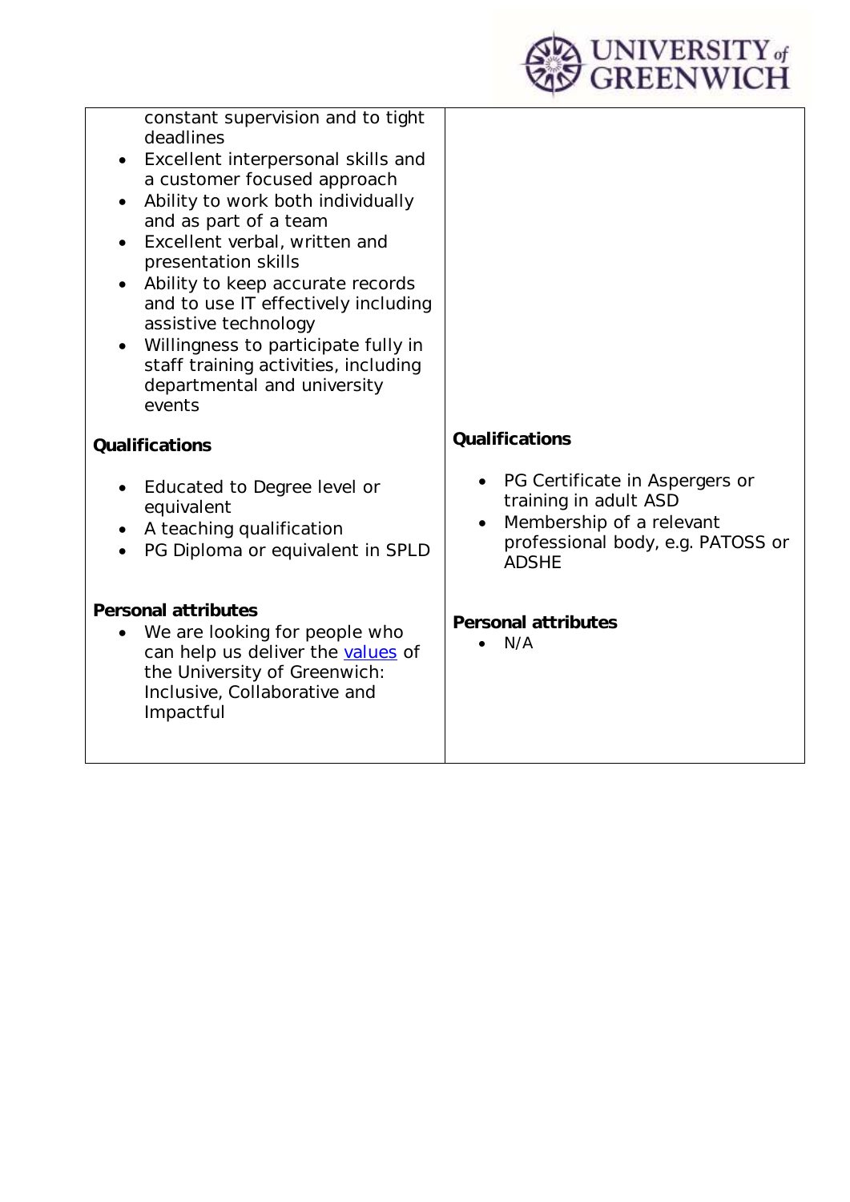| | |
|---|---|
| constant supervision and to tight deadlines<br>• Excellent interpersonal skills and a customer focused approach<br>• Ability to work both individually and as part of a team<br>• Excellent verbal, written and presentation skills<br>• Ability to keep accurate records and to use IT effectively including assistive technology<br>• Willingness to participate fully in staff training activities, including departmental and university events | |
| **Qualifications**<br>• Educated to Degree level or equivalent<br>• A teaching qualification<br>• PG Diploma or equivalent in SPLD | **Qualifications**<br>• PG Certificate in Aspergers or training in adult ASD<br>• Membership of a relevant professional body, e.g. PATOSS or ADSHE |
| **Personal attributes**<br>• We are looking for people who can help us deliver the values of the University of Greenwich: Inclusive, Collaborative and Impactful | **Personal attributes**<br>• N/A |